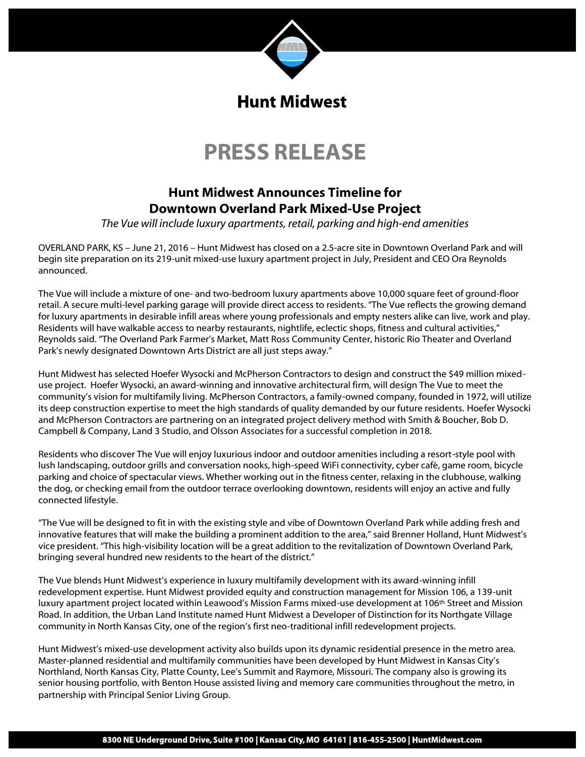# Hunt Midwest

# PRESS RELEASE

## Hunt Midwest Announces Timeline for Downtown Overland Park Mixed-Use Project

*The Vue will include luxury apartments, retail, parking and high-end amenities*

OVERLAND PARK, KS – June 21, 2016 – Hunt Midwest has closed on a 2.5-acre site in Downtown Overland Park and will begin site preparation on its 219-unit mixed-use luxury apartment project in July, President and CEO Ora Reynolds announced.

The Vue will include a mixture of one- and two-bedroom luxury apartments above 10,000 square feet of ground-floor retail. A secure multi-level parking garage will provide direct access to residents. "The Vue reflects the growing demand for luxury apartments in desirable infill areas where young professionals and empty nesters alike can live, work and play. Residents will have walkable access to nearby restaurants, nightlife, eclectic shops, fitness and cultural activities," Reynolds said. "The Overland Park Farmer's Market, Matt Ross Community Center, historic Rio Theater and Overland Park's newly designated Downtown Arts District are all just steps away."

Hunt Midwest has selected Hoefer Wysocki and McPherson Contractors to design and construct the $49 million mixed-use project. Hoefer Wysocki, an award-winning and innovative architectural firm, will design The Vue to meet the community's vision for multifamily living. McPherson Contractors, a family-owned company, founded in 1972, will utilize its deep construction expertise to meet the high standards of quality demanded by our future residents. Hoefer Wysocki and McPherson Contractors are partnering on an integrated project delivery method with Smith & Boucher, Bob D. Campbell & Company, Land 3 Studio, and Olsson Associates for a successful completion in 2018.

Residents who discover The Vue will enjoy luxurious indoor and outdoor amenities including a resort-style pool with lush landscaping, outdoor grills and conversation nooks, high-speed WiFi connectivity, cyber café, game room, bicycle parking and choice of spectacular views. Whether working out in the fitness center, relaxing in the clubhouse, walking the dog, or checking email from the outdoor terrace overlooking downtown, residents will enjoy an active and fully connected lifestyle.

"The Vue will be designed to fit in with the existing style and vibe of Downtown Overland Park while adding fresh and innovative features that will make the building a prominent addition to the area," said Brenner Holland, Hunt Midwest's vice president. "This high-visibility location will be a great addition to the revitalization of Downtown Overland Park, bringing several hundred new residents to the heart of the district."

The Vue blends Hunt Midwest's experience in luxury multifamily development with its award-winning infill redevelopment expertise. Hunt Midwest provided equity and construction management for Mission 106, a 139-unit luxury apartment project located within Leawood's Mission Farms mixed-use development at 106th Street and Mission Road. In addition, the Urban Land Institute named Hunt Midwest a Developer of Distinction for its Northgate Village community in North Kansas City, one of the region's first neo-traditional infill redevelopment projects.

Hunt Midwest's mixed-use development activity also builds upon its dynamic residential presence in the metro area. Master-planned residential and multifamily communities have been developed by Hunt Midwest in Kansas City's Northland, North Kansas City, Platte County, Lee's Summit and Raymore, Missouri. The company also is growing its senior housing portfolio, with Benton House assisted living and memory care communities throughout the metro, in partnership with Principal Senior Living Group.

**8300 NE Underground Drive, Suite #100 | Kansas City, MO 64161 | 816-455-2500 | HuntMidwest.com**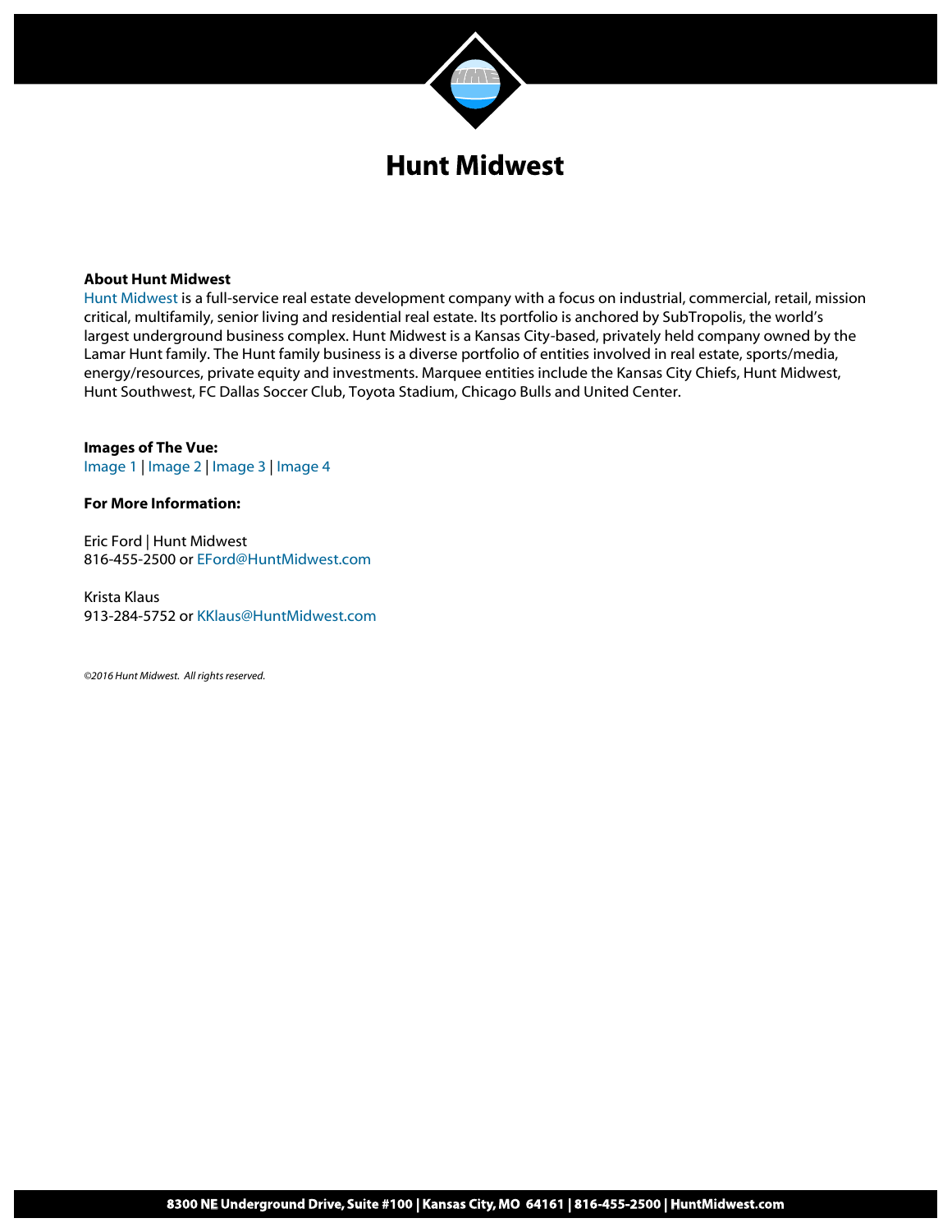# Hunt Midwest

**About Hunt Midwest**
Hunt Midwest is a full-service real estate development company with a focus on industrial, commercial, retail, mission critical, multifamily, senior living and residential real estate. Its portfolio is anchored by SubTropolis, the world's largest underground business complex. Hunt Midwest is a Kansas City-based, privately held company owned by the Lamar Hunt family. The Hunt family business is a diverse portfolio of entities involved in real estate, sports/media, energy/resources, private equity and investments. Marquee entities include the Kansas City Chiefs, Hunt Midwest, Hunt Southwest, FC Dallas Soccer Club, Toyota Stadium, Chicago Bulls and United Center.

**Images of The Vue:**
Image 1 | Image 2 | Image 3 | Image 4

**For More Information:**

Eric Ford | Hunt Midwest
816-455-2500 or EFord@HuntMidwest.com

Krista Klaus
913-284-5752 or KKlaus@HuntMidwest.com

*©2016 Hunt Midwest. All rights reserved.*

**8300 NE Underground Drive, Suite #100 | Kansas City, MO 64161 | 816-455-2500 | HuntMidwest.com**